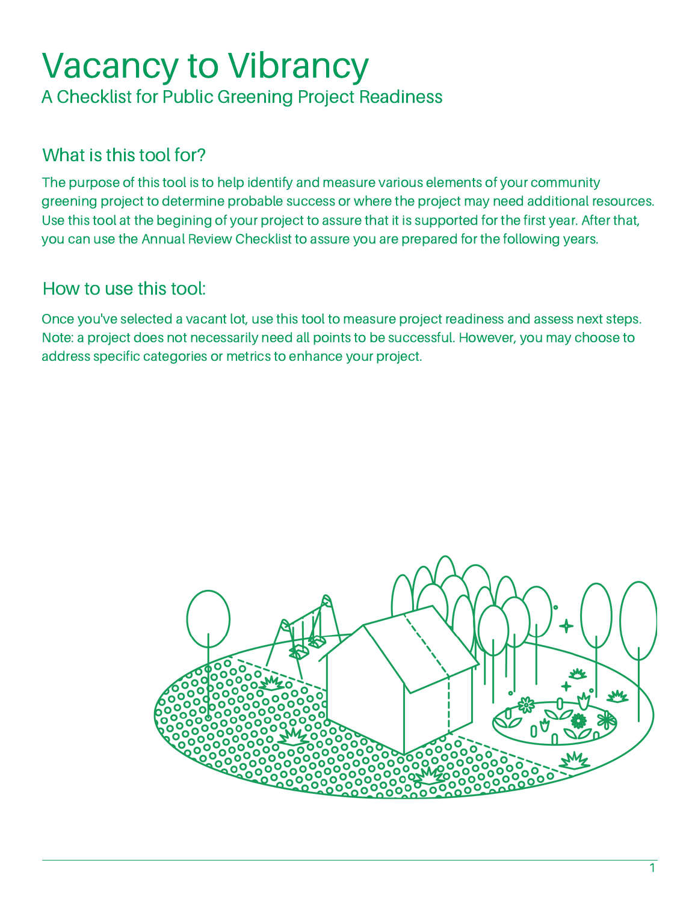# Vacancy to Vibrancy

## A Checklist for Public Greening Project Readiness

### What is this tool for?

The purpose of this tool is to help identify and measure various elements of your community greening project to determine probable success or where the project may need additional resources. Use this tool at the begining of your project to assure that it is supported for the first year. After that, you can use the Annual Review Checklist to assure you are prepared for the following years.

### How to use this tool:

Once you've selected a vacant lot, use this tool to measure project readiness and assess next steps. Note: a project does not necessarily need all points to be successful. However, you may choose to address specific categories or metrics to enhance your project.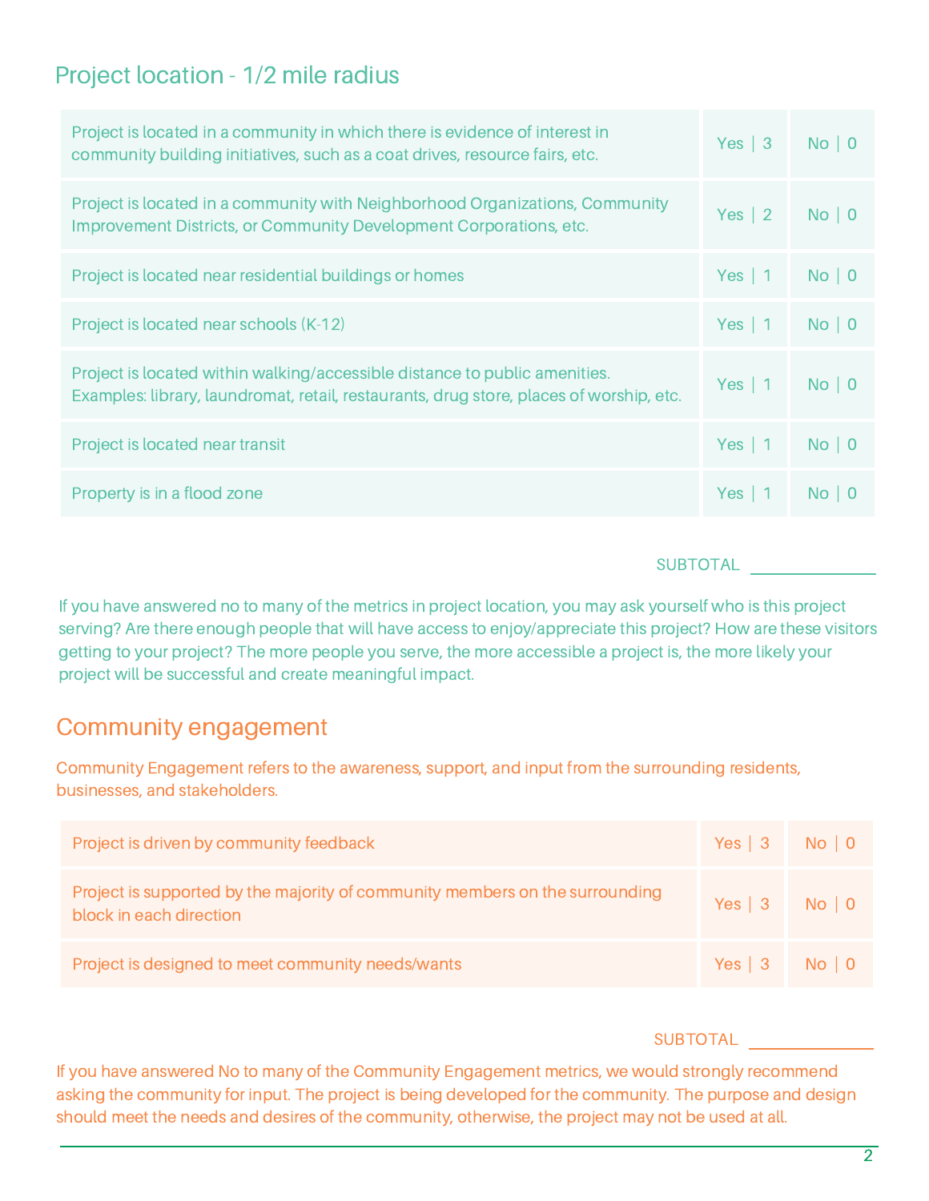## Project location - 1/2 mile radius

| Criteria | Yes | No |
|---|---|---|
| Project is located in a community in which there is evidence of interest in community building initiatives, such as a coat drives, resource fairs, etc. | Yes \| 3 | No \| 0 |
| Project is located in a community with Neighborhood Organizations, Community Improvement Districts, or Community Development Corporations, etc. | Yes \| 2 | No \| 0 |
| Project is located near residential buildings or homes | Yes \| 1 | No \| 0 |
| Project is located near schools (K-12) | Yes \| 1 | No \| 0 |
| Project is located within walking/accessible distance to public amenities. Examples: library, laundromat, retail, restaurants, drug store, places of worship, etc. | Yes \| 1 | No \| 0 |
| Project is located near transit | Yes \| 1 | No \| 0 |
| Property is in a flood zone | Yes \| 1 | No \| 0 |

SUBTOTAL ______________

If you have answered no to many of the metrics in project location, you may ask yourself who is this project serving? Are there enough people that will have access to enjoy/appreciate this project? How are these visitors getting to your project? The more people you serve, the more accessible a project is, the more likely your project will be successful and create meaningful impact.

## Community engagement

Community Engagement refers to the awareness, support, and input from the surrounding residents, businesses, and stakeholders.

| Criteria | Yes | No |
|---|---|---|
| Project is driven by community feedback | Yes \| 3 | No \| 0 |
| Project is supported by the majority of community members on the surrounding block in each direction | Yes \| 3 | No \| 0 |
| Project is designed to meet community needs/wants | Yes \| 3 | No \| 0 |

SUBTOTAL ______________

If you have answered No to many of the Community Engagement metrics, we would strongly recommend asking the community for input. The project is being developed for the community. The purpose and design should meet the needs and desires of the community, otherwise, the project may not be used at all.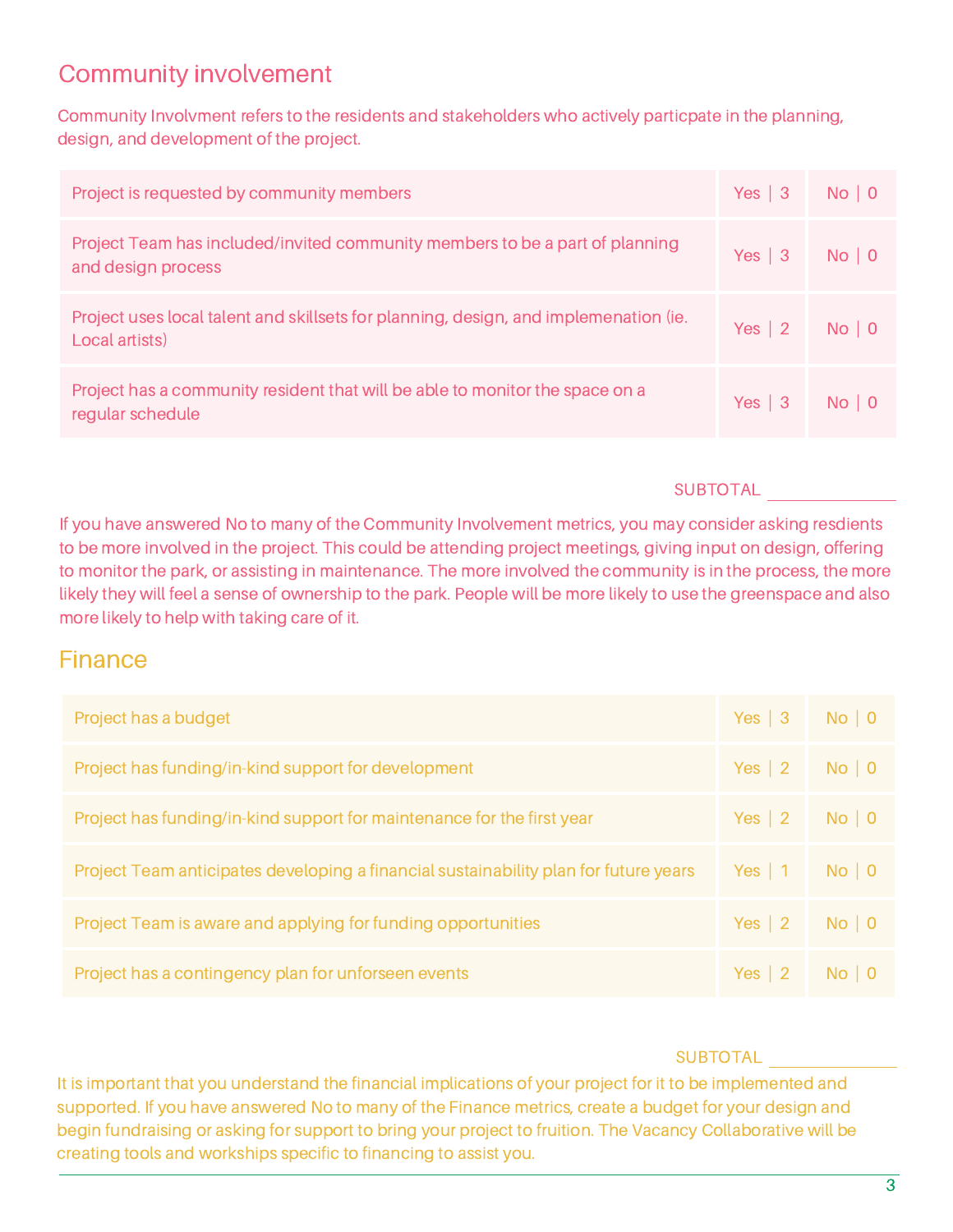## Community involvement

Community Involvment refers to the residents and stakeholders who actively particpate in the planning, design, and development of the project.

| | | |
|---|---|---|
| Project is requested by community members | Yes \| 3 | No \| 0 |
| Project Team has included/invited community members to be a part of planning and design process | Yes \| 3 | No \| 0 |
| Project uses local talent and skillsets for planning, design, and implemenation (ie. Local artists) | Yes \| 2 | No \| 0 |
| Project has a community resident that will be able to monitor the space on a regular schedule | Yes \| 3 | No \| 0 |

SUBTOTAL _______________

If you have answered No to many of the Community Involvement metrics, you may consider asking resdients to be more involved in the project. This could be attending project meetings, giving input on design, offering to monitor the park, or assisting in maintenance. The more involved the community is in the process, the more likely they will feel a sense of ownership to the park. People will be more likely to use the greenspace and also more likely to help with taking care of it.

## Finance

| | | |
|---|---|---|
| Project has a budget | Yes \| 3 | No \| 0 |
| Project has funding/in-kind support for development | Yes \| 2 | No \| 0 |
| Project has funding/in-kind support for maintenance for the first year | Yes \| 2 | No \| 0 |
| Project Team anticipates developing a financial sustainability plan for future years | Yes \| 1 | No \| 0 |
| Project Team is aware and applying for funding opportunities | Yes \| 2 | No \| 0 |
| Project has a contingency plan for unforseen events | Yes \| 2 | No \| 0 |

SUBTOTAL _______________

It is important that you understand the financial implications of your project for it to be implemented and supported. If you have answered No to many of the Finance metrics, create a budget for your design and begin fundraising or asking for support to bring your project to fruition. The Vacancy Collaborative will be creating tools and workshops specific to financing to assist you.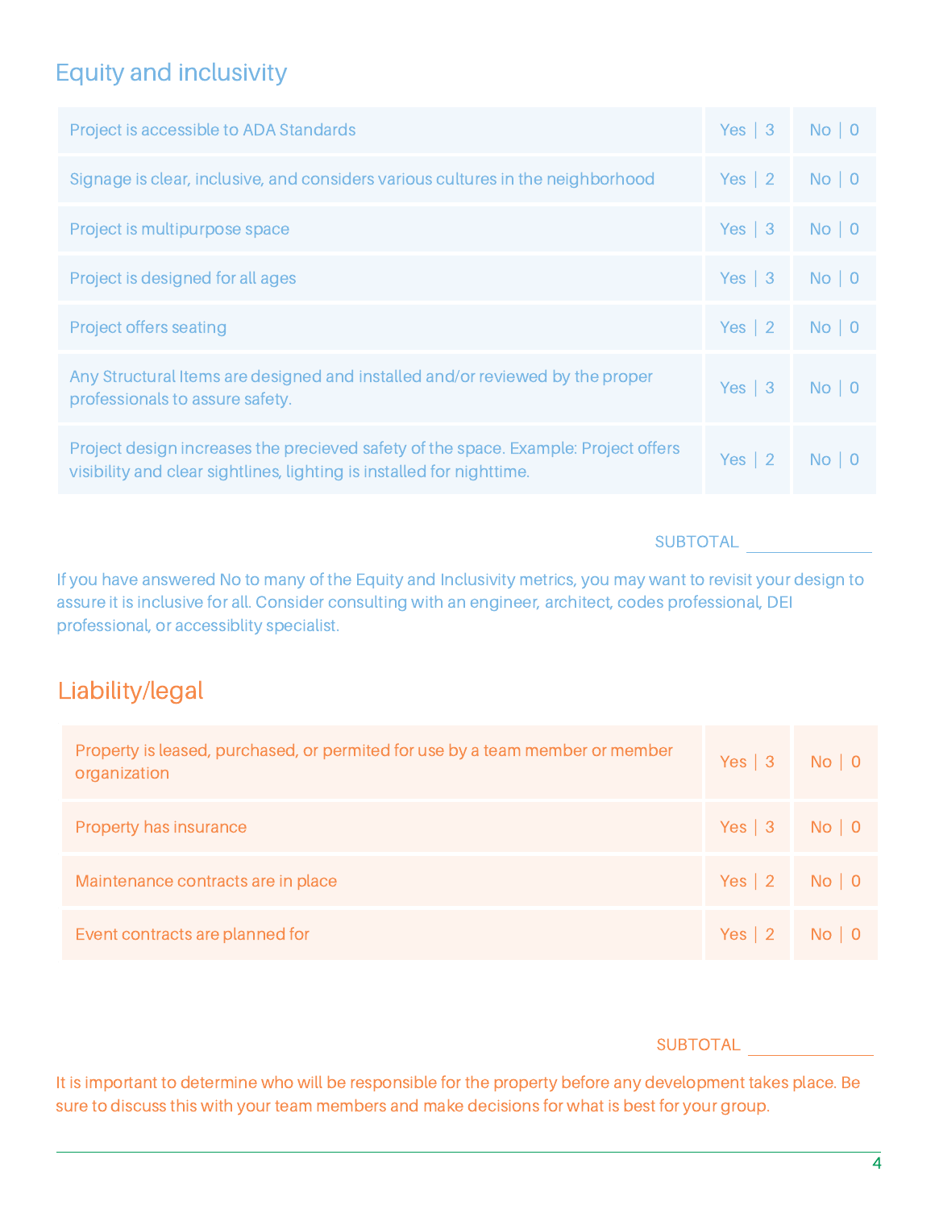## Equity and inclusivity

| Criteria | Yes | No |
| --- | --- | --- |
| Project is accessible to ADA Standards | Yes \| 3 | No \| 0 |
| Signage is clear, inclusive, and considers various cultures in the neighborhood | Yes \| 2 | No \| 0 |
| Project is multipurpose space | Yes \| 3 | No \| 0 |
| Project is designed for all ages | Yes \| 3 | No \| 0 |
| Project offers seating | Yes \| 2 | No \| 0 |
| Any Structural Items are designed and installed and/or reviewed by the proper professionals to assure safety. | Yes \| 3 | No \| 0 |
| Project design increases the precieved safety of the space. Example: Project offers visibility and clear sightlines, lighting is installed for nighttime. | Yes \| 2 | No \| 0 |

SUBTOTAL ____________

If you have answered No to many of the Equity and Inclusivity metrics, you may want to revisit your design to assure it is inclusive for all. Consider consulting with an engineer, architect, codes professional, DEI professional, or accessiblity specialist.

## Liability/legal

| Criteria | Yes | No |
| --- | --- | --- |
| Property is leased, purchased, or permited for use by a team member or member organization | Yes \| 3 | No \| 0 |
| Property has insurance | Yes \| 3 | No \| 0 |
| Maintenance contracts are in place | Yes \| 2 | No \| 0 |
| Event contracts are planned for | Yes \| 2 | No \| 0 |

SUBTOTAL ____________

It is important to determine who will be responsible for the property before any development takes place. Be sure to discuss this with your team members and make decisions for what is best for your group.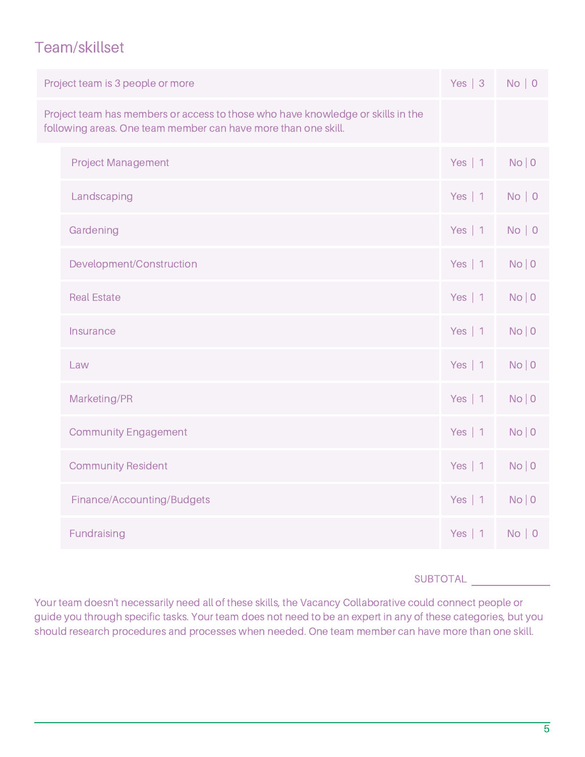## Team/skillset

| Criteria | Yes | No |
|---|---|---|
| Project team is 3 people or more | Yes \| 3 | No \| 0 |
| Project team has members or access to those who have knowledge or skills in the following areas. One team member can have more than one skill. | | |
| Project Management | Yes \| 1 | No \| 0 |
| Landscaping | Yes \| 1 | No \| 0 |
| Gardening | Yes \| 1 | No \| 0 |
| Development/Construction | Yes \| 1 | No \| 0 |
| Real Estate | Yes \| 1 | No \| 0 |
| Insurance | Yes \| 1 | No \| 0 |
| Law | Yes \| 1 | No \| 0 |
| Marketing/PR | Yes \| 1 | No \| 0 |
| Community Engagement | Yes \| 1 | No \| 0 |
| Community Resident | Yes \| 1 | No \| 0 |
| Finance/Accounting/Budgets | Yes \| 1 | No \| 0 |
| Fundraising | Yes \| 1 | No \| 0 |

SUBTOTAL ______________

Your team doesn't necessarily need all of these skills, the Vacancy Collaborative could connect people or guide you through specific tasks. Your team does not need to be an expert in any of these categories, but you should research procedures and processes when needed. One team member can have more than one skill.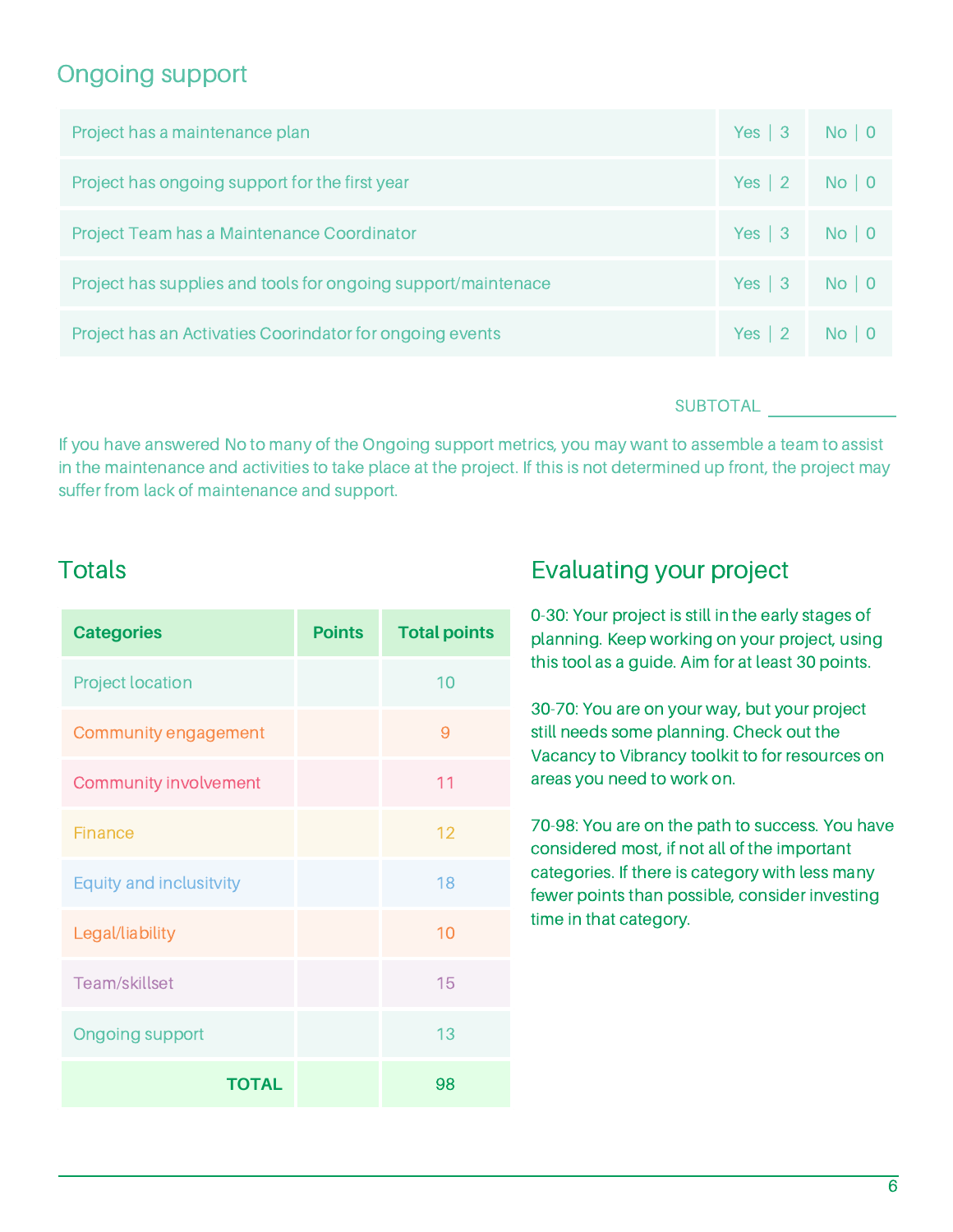## Ongoing support

| | | |
|---|---|---|
| Project has a maintenance plan | Yes \| 3 | No \| 0 |
| Project has ongoing support for the first year | Yes \| 2 | No \| 0 |
| Project Team has a Maintenance Coordinator | Yes \| 3 | No \| 0 |
| Project has supplies and tools for ongoing support/maintenace | Yes \| 3 | No \| 0 |
| Project has an Activaties Coorindator for ongoing events | Yes \| 2 | No \| 0 |

SUBTOTAL _______________

If you have answered No to many of the Ongoing support metrics, you may want to assemble a team to assist in the maintenance and activities to take place at the project. If this is not determined up front, the project may suffer from lack of maintenance and support.

## Totals

| Categories | Points | Total points |
|---|---|---|
| Project location | | 10 |
| Community engagement | | 9 |
| Community involvement | | 11 |
| Finance | | 12 |
| Equity and inclusitvity | | 18 |
| Legal/liability | | 10 |
| Team/skillset | | 15 |
| Ongoing support | | 13 |
| **TOTAL** | | 98 |

## Evaluating your project

0-30: Your project is still in the early stages of planning. Keep working on your project, using this tool as a guide. Aim for at least 30 points.

30-70: You are on your way, but your project still needs some planning. Check out the Vacancy to Vibrancy toolkit to for resources on areas you need to work on.

70-98: You are on the path to success. You have considered most, if not all of the important categories. If there is category with less many fewer points than possible, consider investing time in that category.